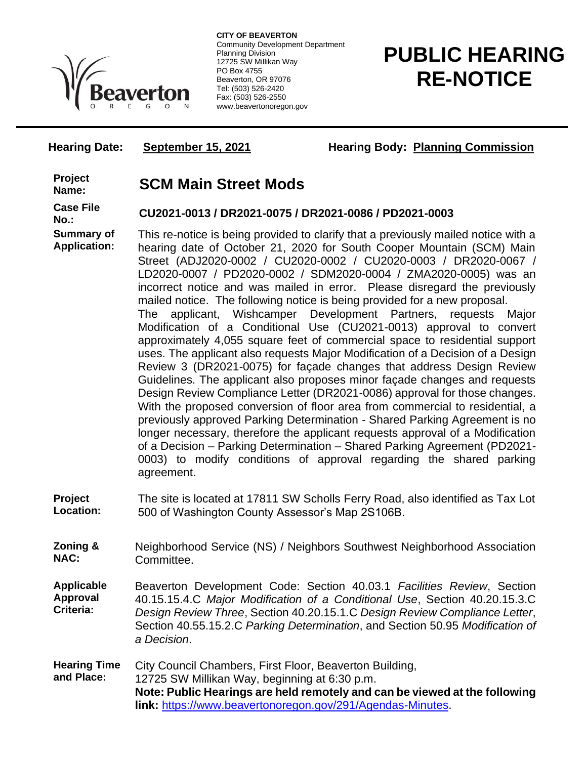**CITY OF BEAVERTON**
Community Development Department
Planning Division
12725 SW Millikan Way
PO Box 4755
Beaverton, OR 97076
Tel: (503) 526-2420
Fax: (503) 526-2550
www.beavertonoregon.gov

# PUBLIC HEARING RE-NOTICE

**Hearing Date:** **September 15, 2021** **Hearing Body:** **Planning Commission**

**Project Name:** **SCM Main Street Mods**

**Case File No.:** **CU2021-0013 / DR2021-0075 / DR2021-0086 / PD2021-0003**

**Summary of Application:** This re-notice is being provided to clarify that a previously mailed notice with a hearing date of October 21, 2020 for South Cooper Mountain (SCM) Main Street (ADJ2020-0002 / CU2020-0002 / CU2020-0003 / DR2020-0067 / LD2020-0007 / PD2020-0002 / SDM2020-0004 / ZMA2020-0005) was an incorrect notice and was mailed in error. Please disregard the previously mailed notice. The following notice is being provided for a new proposal.
The applicant, Wishcamper Development Partners, requests Major Modification of a Conditional Use (CU2021-0013) approval to convert approximately 4,055 square feet of commercial space to residential support uses. The applicant also requests Major Modification of a Decision of a Design Review 3 (DR2021-0075) for façade changes that address Design Review Guidelines. The applicant also proposes minor façade changes and requests Design Review Compliance Letter (DR2021-0086) approval for those changes. With the proposed conversion of floor area from commercial to residential, a previously approved Parking Determination - Shared Parking Agreement is no longer necessary, therefore the applicant requests approval of a Modification of a Decision – Parking Determination – Shared Parking Agreement (PD2021-0003) to modify conditions of approval regarding the shared parking agreement.

**Project Location:** The site is located at 17811 SW Scholls Ferry Road, also identified as Tax Lot 500 of Washington County Assessor's Map 2S106B.

**Zoning & NAC:** Neighborhood Service (NS) / Neighbors Southwest Neighborhood Association Committee.

**Applicable Approval Criteria:** Beaverton Development Code: Section 40.03.1 *Facilities Review*, Section 40.15.15.4.C *Major Modification of a Conditional Use*, Section 40.20.15.3.C *Design Review Three*, Section 40.20.15.1.C *Design Review Compliance Letter*, Section 40.55.15.2.C *Parking Determination*, and Section 50.95 *Modification of a Decision*.

**Hearing Time and Place:** City Council Chambers, First Floor, Beaverton Building, 12725 SW Millikan Way, beginning at 6:30 p.m.
**Note: Public Hearings are held remotely and can be viewed at the following link:** https://www.beavertonoregon.gov/291/Agendas-Minutes.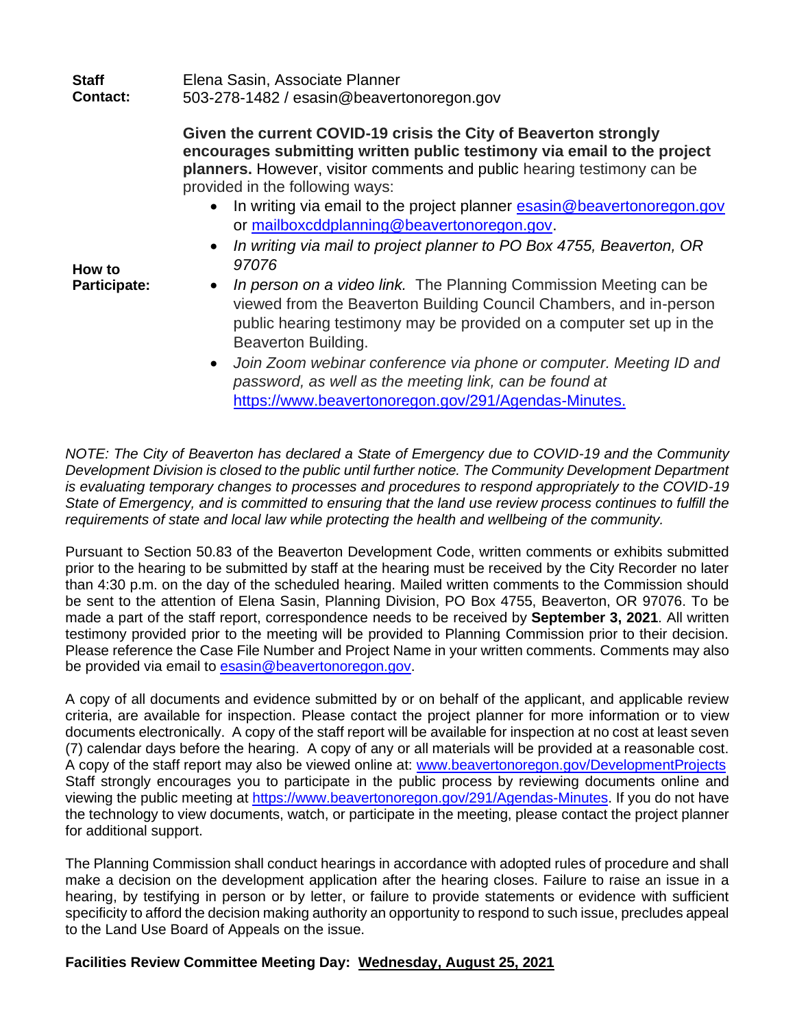**Staff Contact:** Elena Sasin, Associate Planner
503-278-1482 / esasin@beavertonoregon.gov

**How to Participate:**

**Given the current COVID-19 crisis the City of Beaverton strongly encourages submitting written public testimony via email to the project planners.** However, visitor comments and public hearing testimony can be provided in the following ways:

- In writing via email to the project planner esasin@beavertonoregon.gov or mailboxcddplanning@beavertonoregon.gov.
- *In writing via mail to project planner to PO Box 4755, Beaverton, OR 97076*
- *In person on a video link.* The Planning Commission Meeting can be viewed from the Beaverton Building Council Chambers, and in-person public hearing testimony may be provided on a computer set up in the Beaverton Building.
- *Join Zoom webinar conference via phone or computer. Meeting ID and password, as well as the meeting link, can be found at* https://www.beavertonoregon.gov/291/Agendas-Minutes.

*NOTE: The City of Beaverton has declared a State of Emergency due to COVID-19 and the Community Development Division is closed to the public until further notice. The Community Development Department is evaluating temporary changes to processes and procedures to respond appropriately to the COVID-19 State of Emergency, and is committed to ensuring that the land use review process continues to fulfill the requirements of state and local law while protecting the health and wellbeing of the community.*

Pursuant to Section 50.83 of the Beaverton Development Code, written comments or exhibits submitted prior to the hearing to be submitted by staff at the hearing must be received by the City Recorder no later than 4:30 p.m. on the day of the scheduled hearing. Mailed written comments to the Commission should be sent to the attention of Elena Sasin, Planning Division, PO Box 4755, Beaverton, OR 97076. To be made a part of the staff report, correspondence needs to be received by **September 3, 2021**. All written testimony provided prior to the meeting will be provided to Planning Commission prior to their decision. Please reference the Case File Number and Project Name in your written comments. Comments may also be provided via email to esasin@beavertonoregon.gov.

A copy of all documents and evidence submitted by or on behalf of the applicant, and applicable review criteria, are available for inspection. Please contact the project planner for more information or to view documents electronically. A copy of the staff report will be available for inspection at no cost at least seven (7) calendar days before the hearing. A copy of any or all materials will be provided at a reasonable cost. A copy of the staff report may also be viewed online at: www.beavertonoregon.gov/DevelopmentProjects Staff strongly encourages you to participate in the public process by reviewing documents online and viewing the public meeting at https://www.beavertonoregon.gov/291/Agendas-Minutes. If you do not have the technology to view documents, watch, or participate in the meeting, please contact the project planner for additional support.

The Planning Commission shall conduct hearings in accordance with adopted rules of procedure and shall make a decision on the development application after the hearing closes. Failure to raise an issue in a hearing, by testifying in person or by letter, or failure to provide statements or evidence with sufficient specificity to afford the decision making authority an opportunity to respond to such issue, precludes appeal to the Land Use Board of Appeals on the issue.

**Facilities Review Committee Meeting Day: Wednesday, August 25, 2021**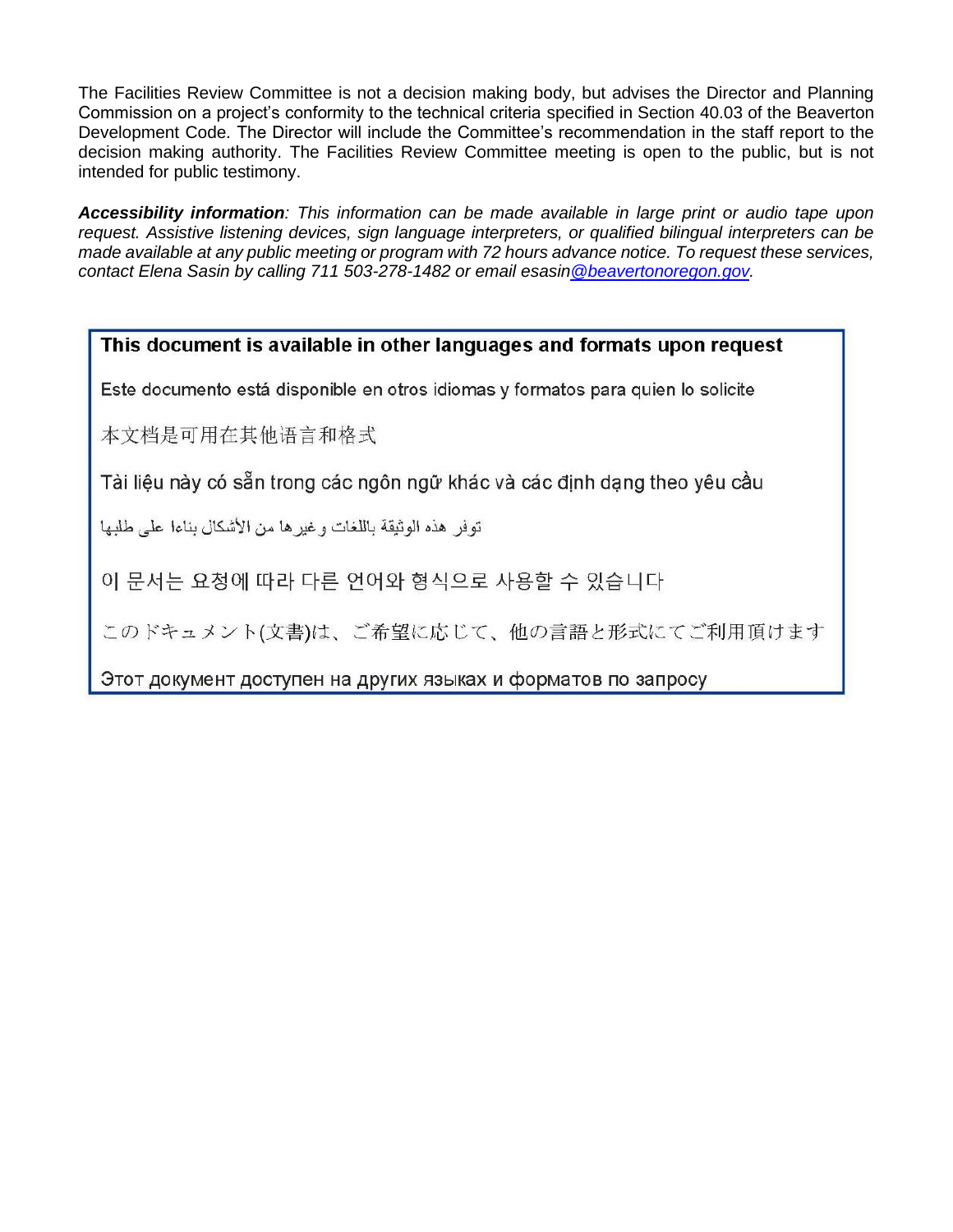The Facilities Review Committee is not a decision making body, but advises the Director and Planning Commission on a project's conformity to the technical criteria specified in Section 40.03 of the Beaverton Development Code. The Director will include the Committee's recommendation in the staff report to the decision making authority. The Facilities Review Committee meeting is open to the public, but is not intended for public testimony.

***Accessibility information**: This information can be made available in large print or audio tape upon request. Assistive listening devices, sign language interpreters, or qualified bilingual interpreters can be made available at any public meeting or program with 72 hours advance notice. To request these services, contact Elena Sasin by calling 711 503-278-1482 or email esasin@beavertonoregon.gov.*

**This document is available in other languages and formats upon request**

Este documento está disponible en otros idiomas y formatos para quien lo solicite

本文档是可用在其他语言和格式

Tài liệu này có sẵn trong các ngôn ngữ khác và các định dạng theo yêu cầu

توفر هذه الوثيقة باللغات وغيرها من الأشكال بناءا على طلبها

이 문서는 요청에 따라 다른 언어와 형식으로 사용할 수 있습니다

このドキュメント(文書)は、ご希望に応じて、他の言語と形式にてご利用頂けます

Этот документ доступен на других языках и форматов по запросу